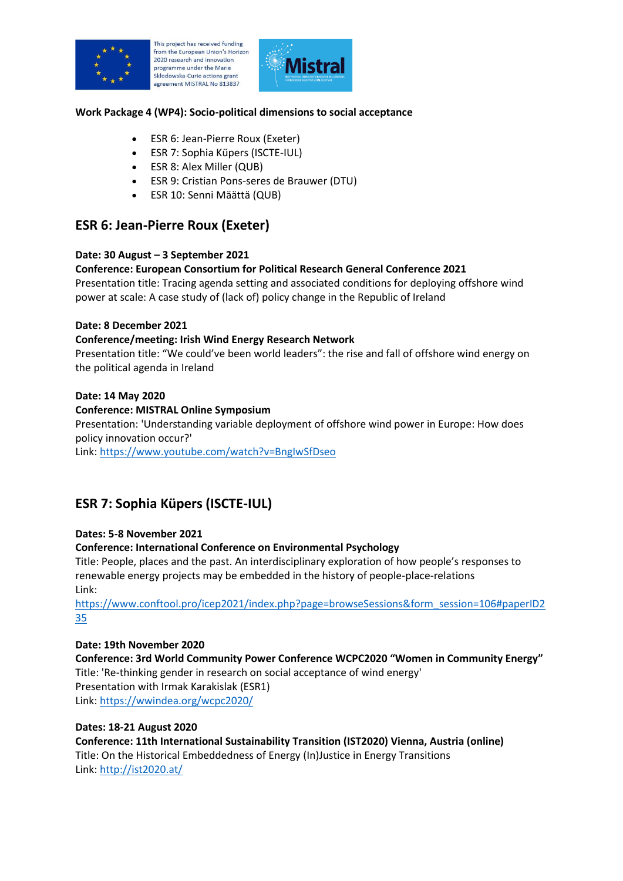This project has received funding from the European Union's Horizon 2020 research and innovation programme under the Marie Skłodowska-Curie actions grant agreement MISTRAL No 813837

**Work Package 4 (WP4): Socio-political dimensions to social acceptance**

- ESR 6: Jean-Pierre Roux (Exeter)
- ESR 7: Sophia Küpers (ISCTE-IUL)
- ESR 8: Alex Miller (QUB)
- ESR 9: Cristian Pons-seres de Brauwer (DTU)
- ESR 10: Senni Määttä (QUB)

## ESR 6: Jean-Pierre Roux (Exeter)

**Date: 30 August – 3 September 2021**
**Conference: European Consortium for Political Research General Conference 2021**
Presentation title: Tracing agenda setting and associated conditions for deploying offshore wind power at scale: A case study of (lack of) policy change in the Republic of Ireland

**Date: 8 December 2021**
**Conference/meeting: Irish Wind Energy Research Network**
Presentation title: "We could've been world leaders": the rise and fall of offshore wind energy on the political agenda in Ireland

**Date: 14 May 2020**
**Conference: MISTRAL Online Symposium**
Presentation: 'Understanding variable deployment of offshore wind power in Europe: How does policy innovation occur?'
Link: https://www.youtube.com/watch?v=BnglwSfDseo

## ESR 7: Sophia Küpers (ISCTE-IUL)

**Dates: 5-8 November 2021**
**Conference: International Conference on Environmental Psychology**
Title: People, places and the past. An interdisciplinary exploration of how people's responses to renewable energy projects may be embedded in the history of people-place-relations
Link:
https://www.conftool.pro/icep2021/index.php?page=browseSessions&form_session=106#paperID235

**Date: 19th November 2020**
**Conference: 3rd World Community Power Conference WCPC2020 "Women in Community Energy"**
Title: 'Re-thinking gender in research on social acceptance of wind energy'
Presentation with Irmak Karakislak (ESR1)
Link: https://wwindea.org/wcpc2020/

**Dates: 18-21 August 2020**
**Conference: 11th International Sustainability Transition (IST2020) Vienna, Austria (online)**
Title: On the Historical Embeddedness of Energy (In)Justice in Energy Transitions
Link: http://ist2020.at/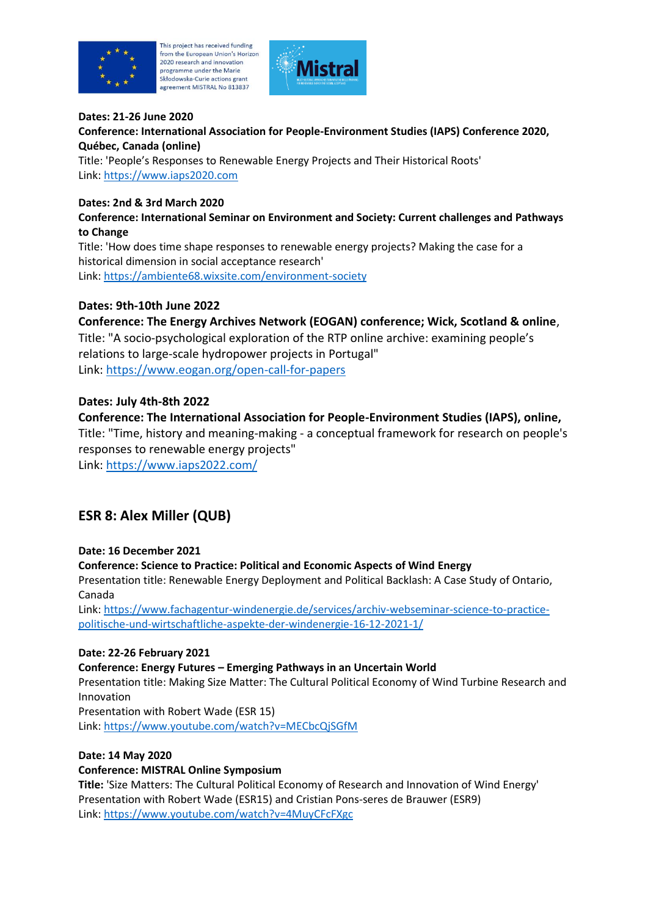**Dates: 21-26 June 2020**
**Conference: International Association for People-Environment Studies (IAPS) Conference 2020, Québec, Canada (online)**
Title: 'People's Responses to Renewable Energy Projects and Their Historical Roots'
Link: https://www.iaps2020.com

**Dates: 2nd & 3rd March 2020**
**Conference: International Seminar on Environment and Society: Current challenges and Pathways to Change**
Title: 'How does time shape responses to renewable energy projects? Making the case for a historical dimension in social acceptance research'
Link: https://ambiente68.wixsite.com/environment-society

**Dates: 9th-10th June 2022**
**Conference: The Energy Archives Network (EOGAN) conference; Wick, Scotland & online**,
Title: "A socio-psychological exploration of the RTP online archive: examining people's relations to large-scale hydropower projects in Portugal"
Link: https://www.eogan.org/open-call-for-papers

**Dates: July 4th-8th 2022**
**Conference: The International Association for People-Environment Studies (IAPS), online,**
Title: "Time, history and meaning-making - a conceptual framework for research on people's responses to renewable energy projects"
Link: https://www.iaps2022.com/

## ESR 8: Alex Miller (QUB)

**Date: 16 December 2021**
**Conference: Science to Practice: Political and Economic Aspects of Wind Energy**
Presentation title: Renewable Energy Deployment and Political Backlash: A Case Study of Ontario, Canada
Link: https://www.fachagentur-windenergie.de/services/archiv-webseminar-science-to-practice-politische-und-wirtschaftliche-aspekte-der-windenergie-16-12-2021-1/

**Date: 22-26 February 2021**
**Conference: Energy Futures – Emerging Pathways in an Uncertain World**
Presentation title: Making Size Matter: The Cultural Political Economy of Wind Turbine Research and Innovation
Presentation with Robert Wade (ESR 15)
Link: https://www.youtube.com/watch?v=MECbcQjSGfM

**Date: 14 May 2020**
**Conference: MISTRAL Online Symposium**
**Title:** 'Size Matters: The Cultural Political Economy of Research and Innovation of Wind Energy'
Presentation with Robert Wade (ESR15) and Cristian Pons-seres de Brauwer (ESR9)
Link: https://www.youtube.com/watch?v=4MuyCFcFXgc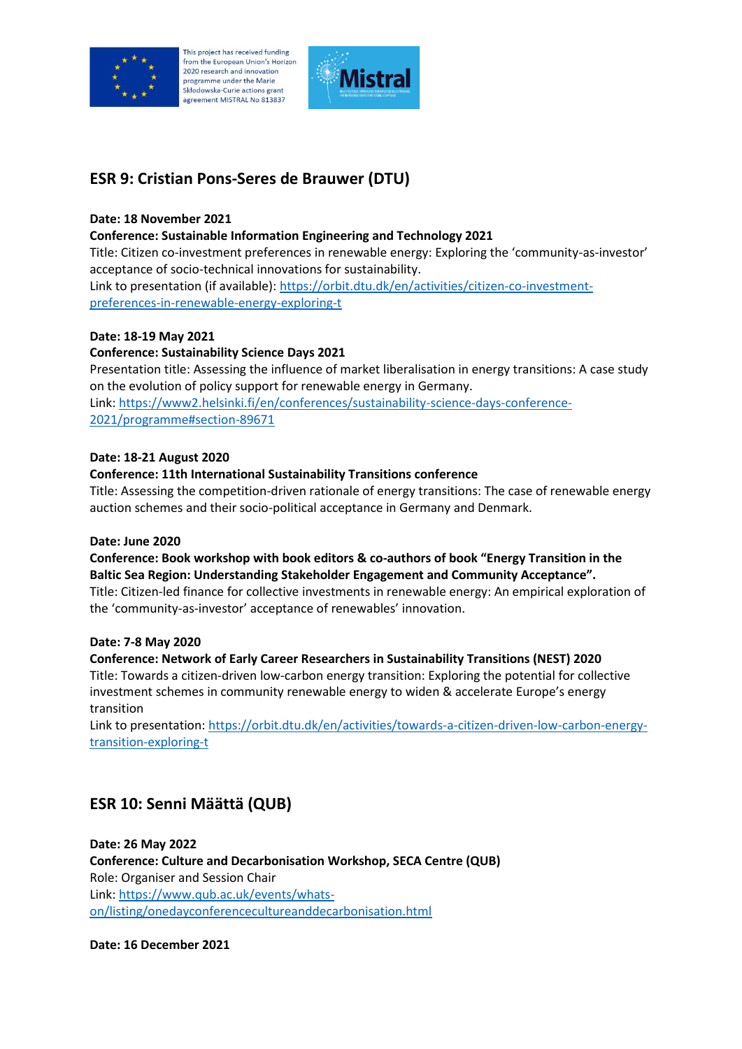## ESR 9: Cristian Pons-Seres de Brauwer (DTU)

**Date: 18 November 2021**
**Conference: Sustainable Information Engineering and Technology 2021**
Title: Citizen co-investment preferences in renewable energy: Exploring the 'community-as-investor' acceptance of socio-technical innovations for sustainability.
Link to presentation (if available): [https://orbit.dtu.dk/en/activities/citizen-co-investment-preferences-in-renewable-energy-exploring-t](https://orbit.dtu.dk/en/activities/citizen-co-investment-preferences-in-renewable-energy-exploring-t)

**Date: 18-19 May 2021**
**Conference: Sustainability Science Days 2021**
Presentation title: Assessing the influence of market liberalisation in energy transitions: A case study on the evolution of policy support for renewable energy in Germany.
Link: [https://www2.helsinki.fi/en/conferences/sustainability-science-days-conference-2021/programme#section-89671](https://www2.helsinki.fi/en/conferences/sustainability-science-days-conference-2021/programme#section-89671)

**Date: 18-21 August 2020**
**Conference: 11th International Sustainability Transitions conference**
Title: Assessing the competition-driven rationale of energy transitions: The case of renewable energy auction schemes and their socio-political acceptance in Germany and Denmark.

**Date: June 2020**
**Conference: Book workshop with book editors & co-authors of book "Energy Transition in the Baltic Sea Region: Understanding Stakeholder Engagement and Community Acceptance".**
Title: Citizen-led finance for collective investments in renewable energy: An empirical exploration of the 'community-as-investor' acceptance of renewables' innovation.

**Date: 7-8 May 2020**
**Conference: Network of Early Career Researchers in Sustainability Transitions (NEST) 2020**
Title: Towards a citizen-driven low-carbon energy transition: Exploring the potential for collective investment schemes in community renewable energy to widen & accelerate Europe's energy transition
Link to presentation: [https://orbit.dtu.dk/en/activities/towards-a-citizen-driven-low-carbon-energy-transition-exploring-t](https://orbit.dtu.dk/en/activities/towards-a-citizen-driven-low-carbon-energy-transition-exploring-t)

## ESR 10: Senni Määttä (QUB)

**Date: 26 May 2022**
**Conference: Culture and Decarbonisation Workshop, SECA Centre (QUB)**
Role: Organiser and Session Chair
Link: [https://www.qub.ac.uk/events/whats-on/listing/onedayconferencecultureanddecarbonisation.html](https://www.qub.ac.uk/events/whats-on/listing/onedayconferencecultureanddecarbonisation.html)

**Date: 16 December 2021**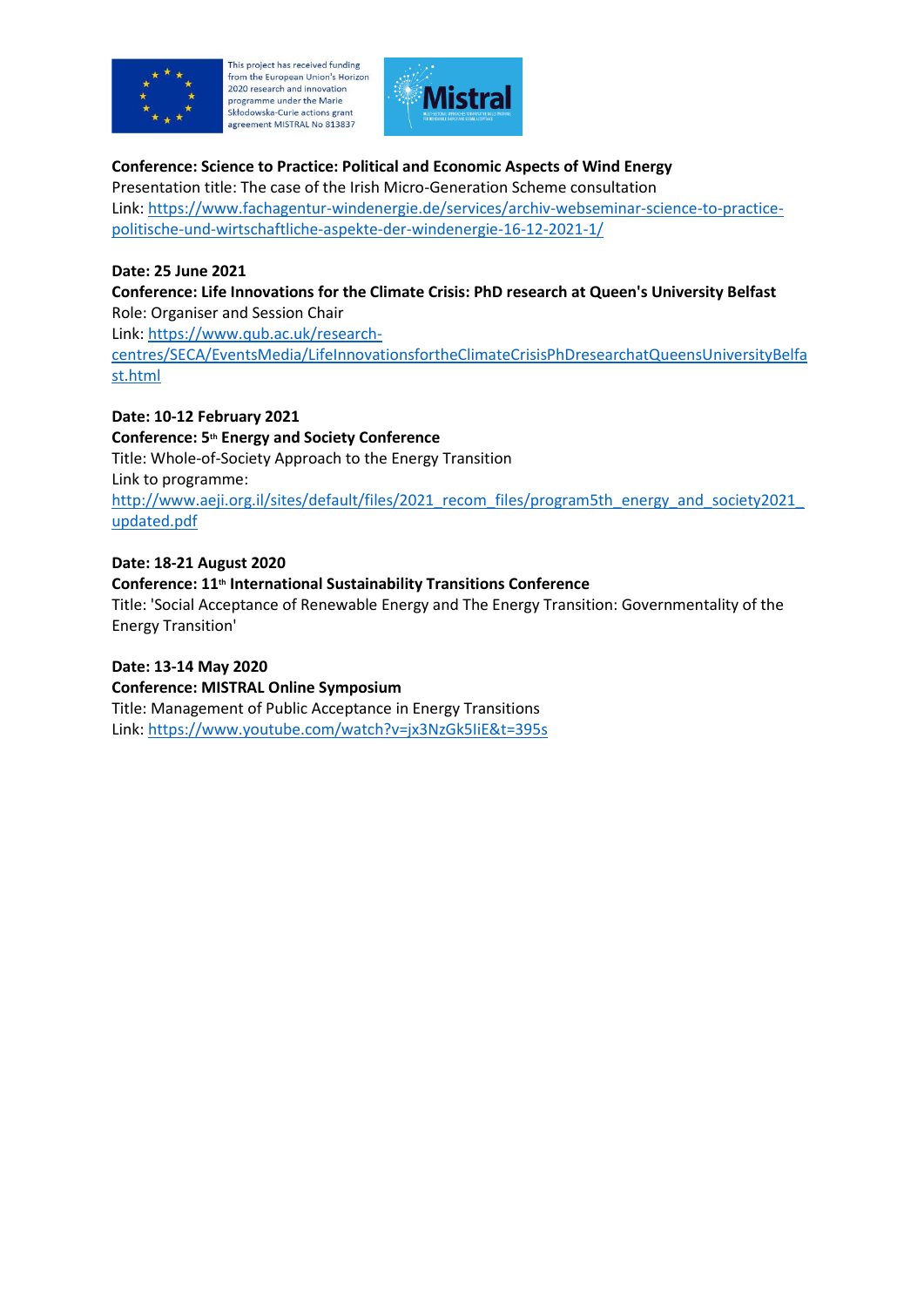This project has received funding from the European Union's Horizon 2020 research and innovation programme under the Marie Skłodowska-Curie actions grant agreement MISTRAL No 813837

**Conference: Science to Practice: Political and Economic Aspects of Wind Energy**
Presentation title: The case of the Irish Micro-Generation Scheme consultation
Link: https://www.fachagentur-windenergie.de/services/archiv-webseminar-science-to-practice-politische-und-wirtschaftliche-aspekte-der-windenergie-16-12-2021-1/

**Date: 25 June 2021**
**Conference: Life Innovations for the Climate Crisis: PhD research at Queen's University Belfast**
Role: Organiser and Session Chair
Link: https://www.qub.ac.uk/research-centres/SECA/EventsMedia/LifeInnovationsfortheClimateCrisisPhDresearchatQueensUniversityBelfast.html

**Date: 10-12 February 2021**
**Conference: 5th Energy and Society Conference**
Title: Whole-of-Society Approach to the Energy Transition
Link to programme:
http://www.aeji.org.il/sites/default/files/2021_recom_files/program5th_energy_and_society2021_updated.pdf

**Date: 18-21 August 2020**
**Conference: 11th International Sustainability Transitions Conference**
Title: 'Social Acceptance of Renewable Energy and The Energy Transition: Governmentality of the Energy Transition'

**Date: 13-14 May 2020**
**Conference: MISTRAL Online Symposium**
Title: Management of Public Acceptance in Energy Transitions
Link: https://www.youtube.com/watch?v=jx3NzGk5IiE&t=395s